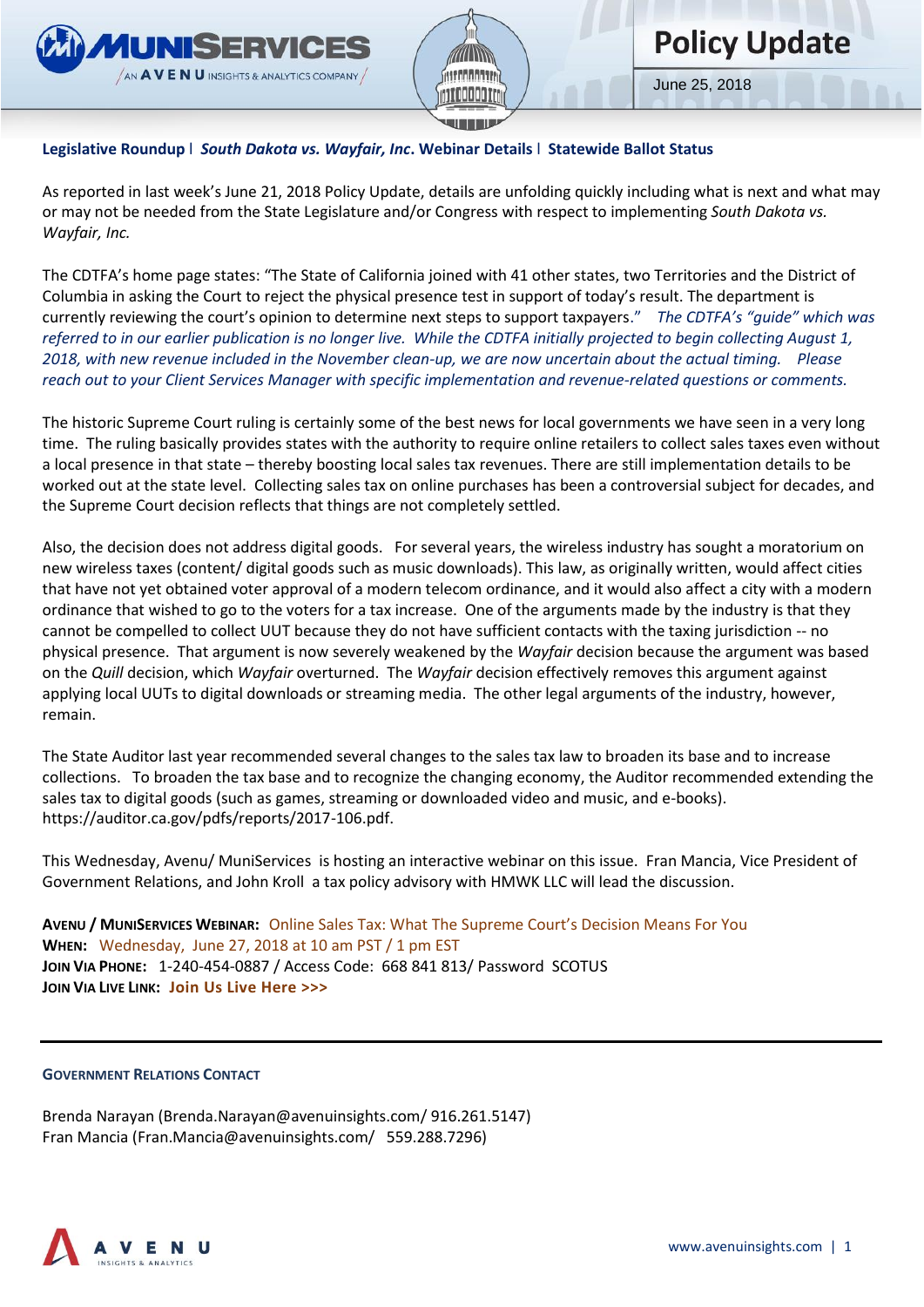# Policy Update

June 25, 2018

**Legislative Roundup | *South Dakota vs. Wayfair, Inc*. Webinar Details | Statewide Ballot Status**

As reported in last week's June 21, 2018 Policy Update, details are unfolding quickly including what is next and what may or may not be needed from the State Legislature and/or Congress with respect to implementing *South Dakota vs. Wayfair, Inc.*

The CDTFA's home page states: "The State of California joined with 41 other states, two Territories and the District of Columbia in asking the Court to reject the physical presence test in support of today's result. The department is currently reviewing the court's opinion to determine next steps to support taxpayers." *The CDTFA's "guide" which was referred to in our earlier publication is no longer live. While the CDTFA initially projected to begin collecting August 1, 2018, with new revenue included in the November clean-up, we are now uncertain about the actual timing. Please reach out to your Client Services Manager with specific implementation and revenue-related questions or comments.*

The historic Supreme Court ruling is certainly some of the best news for local governments we have seen in a very long time. The ruling basically provides states with the authority to require online retailers to collect sales taxes even without a local presence in that state – thereby boosting local sales tax revenues. There are still implementation details to be worked out at the state level. Collecting sales tax on online purchases has been a controversial subject for decades, and the Supreme Court decision reflects that things are not completely settled.

Also, the decision does not address digital goods. For several years, the wireless industry has sought a moratorium on new wireless taxes (content/ digital goods such as music downloads). This law, as originally written, would affect cities that have not yet obtained voter approval of a modern telecom ordinance, and it would also affect a city with a modern ordinance that wished to go to the voters for a tax increase. One of the arguments made by the industry is that they cannot be compelled to collect UUT because they do not have sufficient contacts with the taxing jurisdiction -- no physical presence. That argument is now severely weakened by the *Wayfair* decision because the argument was based on the *Quill* decision, which *Wayfair* overturned. The *Wayfair* decision effectively removes this argument against applying local UUTs to digital downloads or streaming media. The other legal arguments of the industry, however, remain.

The State Auditor last year recommended several changes to the sales tax law to broaden its base and to increase collections. To broaden the tax base and to recognize the changing economy, the Auditor recommended extending the sales tax to digital goods (such as games, streaming or downloaded video and music, and e-books). https://auditor.ca.gov/pdfs/reports/2017-106.pdf.

This Wednesday, Avenu/ MuniServices is hosting an interactive webinar on this issue. Fran Mancia, Vice President of Government Relations, and John Kroll a tax policy advisory with HMWK LLC will lead the discussion.

**AVENU / MUNISERVICES WEBINAR:** Online Sales Tax: What The Supreme Court's Decision Means For You
**WHEN:** Wednesday, June 27, 2018 at 10 am PST / 1 pm EST
**JOIN VIA PHONE:** 1-240-454-0887 / Access Code: 668 841 813/ Password SCOTUS
**JOIN VIA LIVE LINK:** **Join Us Live Here >>>**

---

**GOVERNMENT RELATIONS CONTACT**

Brenda Narayan (Brenda.Narayan@avenuinsights.com/ 916.261.5147)
Fran Mancia (Fran.Mancia@avenuinsights.com/ 559.288.7296)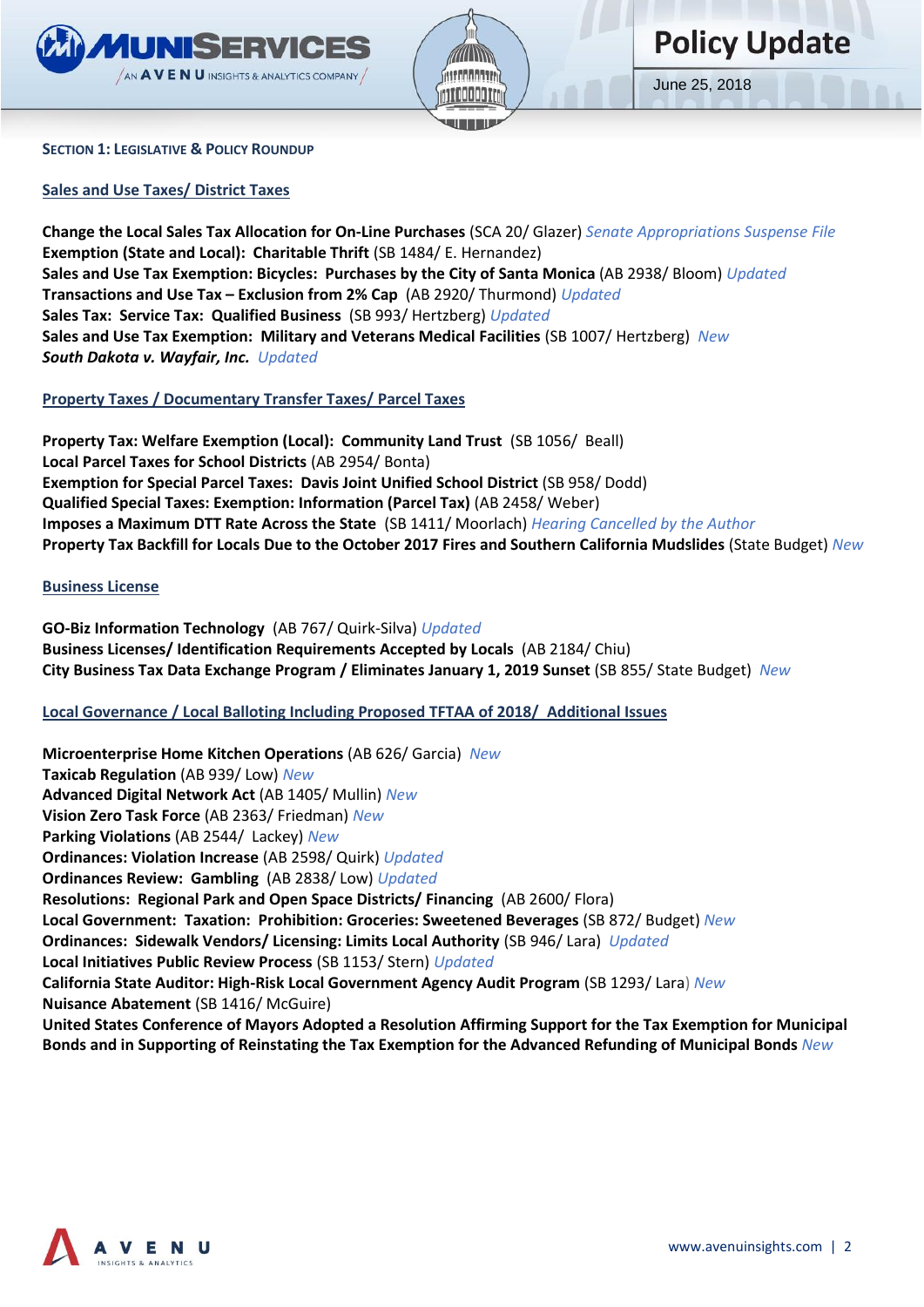## Section 1: Legislative & Policy Roundup

### Sales and Use Taxes/ District Taxes

**Change the Local Sales Tax Allocation for On-Line Purchases** (SCA 20/ Glazer) *Senate Appropriations Suspense File*
**Exemption (State and Local): Charitable Thrift** (SB 1484/ E. Hernandez)
**Sales and Use Tax Exemption: Bicycles: Purchases by the City of Santa Monica** (AB 2938/ Bloom) *Updated*
**Transactions and Use Tax – Exclusion from 2% Cap** (AB 2920/ Thurmond) *Updated*
**Sales Tax: Service Tax: Qualified Business** (SB 993/ Hertzberg) *Updated*
**Sales and Use Tax Exemption: Military and Veterans Medical Facilities** (SB 1007/ Hertzberg) *New*
***South Dakota v. Wayfair, Inc.*** *Updated*

### Property Taxes / Documentary Transfer Taxes/ Parcel Taxes

**Property Tax: Welfare Exemption (Local): Community Land Trust** (SB 1056/ Beall)
**Local Parcel Taxes for School Districts** (AB 2954/ Bonta)
**Exemption for Special Parcel Taxes: Davis Joint Unified School District** (SB 958/ Dodd)
**Qualified Special Taxes: Exemption: Information (Parcel Tax)** (AB 2458/ Weber)
**Imposes a Maximum DTT Rate Across the State** (SB 1411/ Moorlach) *Hearing Cancelled by the Author*
**Property Tax Backfill for Locals Due to the October 2017 Fires and Southern California Mudslides** (State Budget) *New*

### Business License

**GO-Biz Information Technology** (AB 767/ Quirk-Silva) *Updated*
**Business Licenses/ Identification Requirements Accepted by Locals** (AB 2184/ Chiu)
**City Business Tax Data Exchange Program / Eliminates January 1, 2019 Sunset** (SB 855/ State Budget) *New*

### Local Governance / Local Balloting Including Proposed TFTAA of 2018/ Additional Issues

**Microenterprise Home Kitchen Operations** (AB 626/ Garcia) *New*
**Taxicab Regulation** (AB 939/ Low) *New*
**Advanced Digital Network Act** (AB 1405/ Mullin) *New*
**Vision Zero Task Force** (AB 2363/ Friedman) *New*
**Parking Violations** (AB 2544/ Lackey) *New*
**Ordinances: Violation Increase** (AB 2598/ Quirk) *Updated*
**Ordinances Review: Gambling** (AB 2838/ Low) *Updated*
**Resolutions: Regional Park and Open Space Districts/ Financing** (AB 2600/ Flora)
**Local Government: Taxation: Prohibition: Groceries: Sweetened Beverages** (SB 872/ Budget) *New*
**Ordinances: Sidewalk Vendors/ Licensing: Limits Local Authority** (SB 946/ Lara) *Updated*
**Local Initiatives Public Review Process** (SB 1153/ Stern) *Updated*
**California State Auditor: High-Risk Local Government Agency Audit Program** (SB 1293/ Lara) *New*
**Nuisance Abatement** (SB 1416/ McGuire)
**United States Conference of Mayors Adopted a Resolution Affirming Support for the Tax Exemption for Municipal Bonds and in Supporting of Reinstating the Tax Exemption for the Advanced Refunding of Municipal Bonds** *New*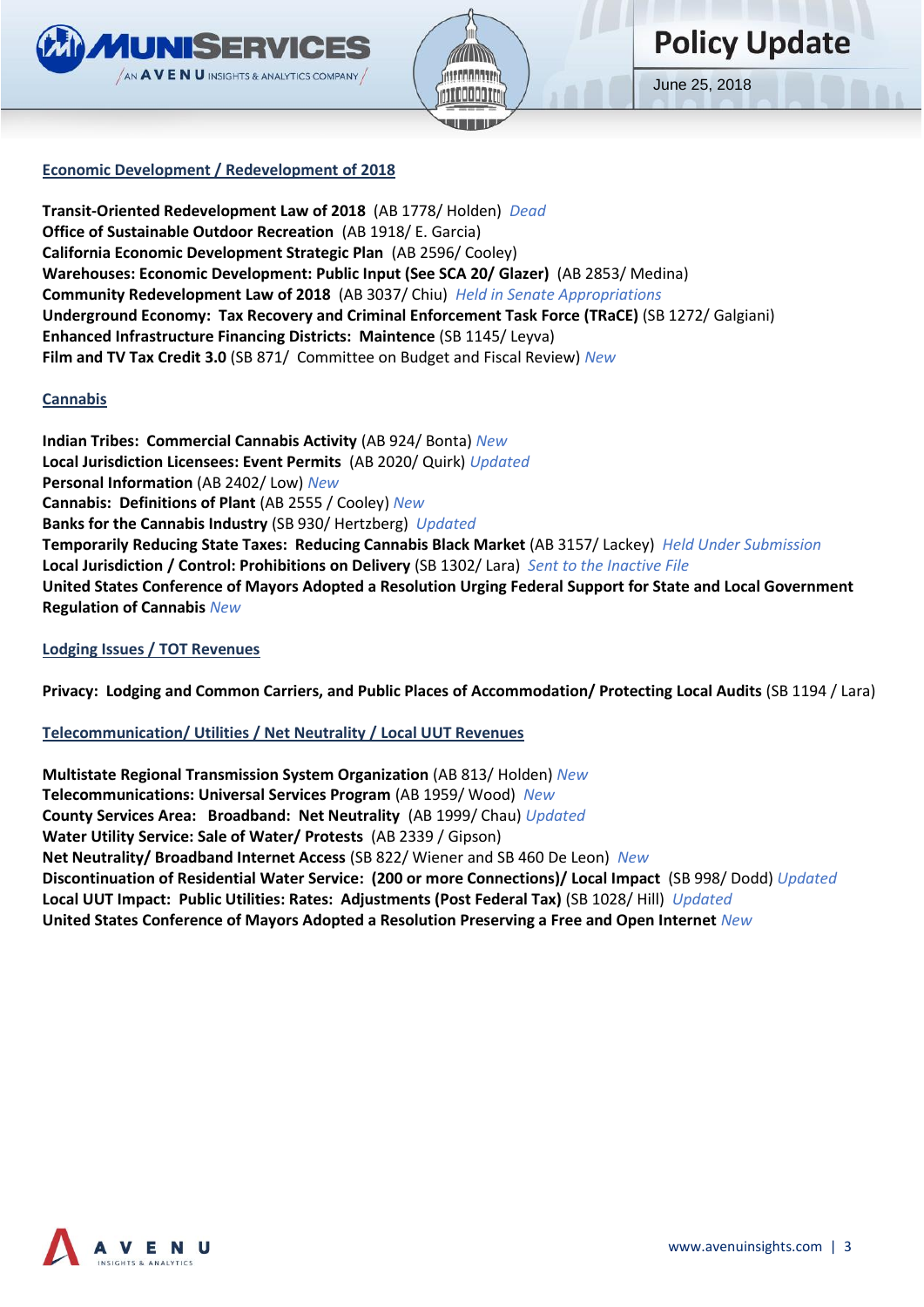## Economic Development / Redevelopment of 2018

**Transit-Oriented Redevelopment Law of 2018** (AB 1778/ Holden) *Dead*
**Office of Sustainable Outdoor Recreation** (AB 1918/ E. Garcia)
**California Economic Development Strategic Plan** (AB 2596/ Cooley)
**Warehouses: Economic Development: Public Input (See SCA 20/ Glazer)** (AB 2853/ Medina)
**Community Redevelopment Law of 2018** (AB 3037/ Chiu) *Held in Senate Appropriations*
**Underground Economy: Tax Recovery and Criminal Enforcement Task Force (TRaCE)** (SB 1272/ Galgiani)
**Enhanced Infrastructure Financing Districts: Maintence** (SB 1145/ Leyva)
**Film and TV Tax Credit 3.0** (SB 871/ Committee on Budget and Fiscal Review) *New*

## Cannabis

**Indian Tribes: Commercial Cannabis Activity** (AB 924/ Bonta) *New*
**Local Jurisdiction Licensees: Event Permits** (AB 2020/ Quirk) *Updated*
**Personal Information** (AB 2402/ Low) *New*
**Cannabis: Definitions of Plant** (AB 2555 / Cooley) *New*
**Banks for the Cannabis Industry** (SB 930/ Hertzberg) *Updated*
**Temporarily Reducing State Taxes: Reducing Cannabis Black Market** (AB 3157/ Lackey) *Held Under Submission*
**Local Jurisdiction / Control: Prohibitions on Delivery** (SB 1302/ Lara) *Sent to the Inactive File*
**United States Conference of Mayors Adopted a Resolution Urging Federal Support for State and Local Government Regulation of Cannabis** *New*

## Lodging Issues / TOT Revenues

**Privacy: Lodging and Common Carriers, and Public Places of Accommodation/ Protecting Local Audits** (SB 1194 / Lara)

## Telecommunication/ Utilities / Net Neutrality / Local UUT Revenues

**Multistate Regional Transmission System Organization** (AB 813/ Holden) *New*
**Telecommunications: Universal Services Program** (AB 1959/ Wood) *New*
**County Services Area: Broadband: Net Neutrality** (AB 1999/ Chau) *Updated*
**Water Utility Service: Sale of Water/ Protests** (AB 2339 / Gipson)
**Net Neutrality/ Broadband Internet Access** (SB 822/ Wiener and SB 460 De Leon) *New*
**Discontinuation of Residential Water Service: (200 or more Connections)/ Local Impact** (SB 998/ Dodd) *Updated*
**Local UUT Impact: Public Utilities: Rates: Adjustments (Post Federal Tax)** (SB 1028/ Hill) *Updated*
**United States Conference of Mayors Adopted a Resolution Preserving a Free and Open Internet** *New*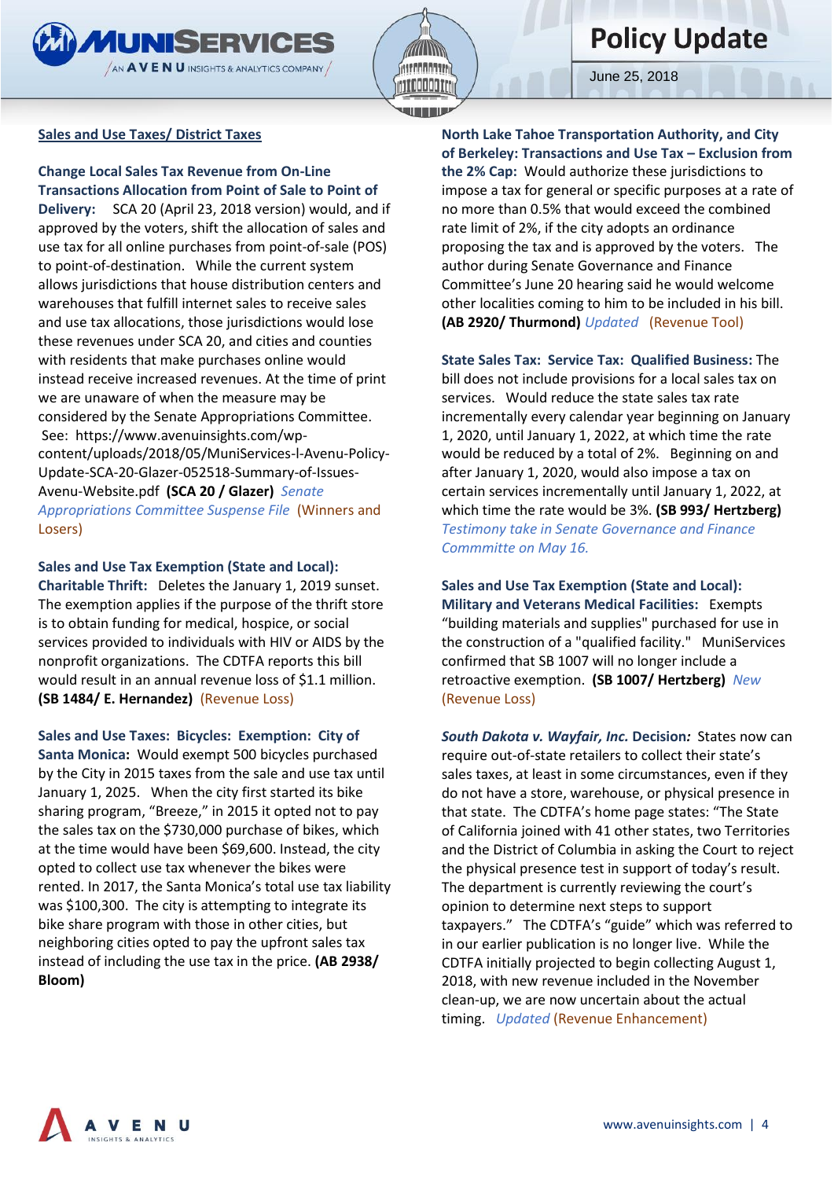## Sales and Use Taxes/ District Taxes

**Change Local Sales Tax Revenue from On-Line Transactions Allocation from Point of Sale to Point of Delivery:** SCA 20 (April 23, 2018 version) would, and if approved by the voters, shift the allocation of sales and use tax for all online purchases from point-of-sale (POS) to point-of-destination. While the current system allows jurisdictions that house distribution centers and warehouses that fulfill internet sales to receive sales and use tax allocations, those jurisdictions would lose these revenues under SCA 20, and cities and counties with residents that make purchases online would instead receive increased revenues. At the time of print we are unaware of when the measure may be considered by the Senate Appropriations Committee. See: https://www.avenuinsights.com/wp-content/uploads/2018/05/MuniServices-l-Avenu-Policy-Update-SCA-20-Glazer-052518-Summary-of-Issues-Avenu-Website.pdf **(SCA 20 / Glazer)** *Senate Appropriations Committee Suspense File* (Winners and Losers)

**Sales and Use Tax Exemption (State and Local): Charitable Thrift:** Deletes the January 1, 2019 sunset. The exemption applies if the purpose of the thrift store is to obtain funding for medical, hospice, or social services provided to individuals with HIV or AIDS by the nonprofit organizations. The CDTFA reports this bill would result in an annual revenue loss of $1.1 million. **(SB 1484/ E. Hernandez)** (Revenue Loss)

**Sales and Use Taxes: Bicycles: Exemption: City of Santa Monica:** Would exempt 500 bicycles purchased by the City in 2015 taxes from the sale and use tax until January 1, 2025. When the city first started its bike sharing program, "Breeze," in 2015 it opted not to pay the sales tax on the $730,000 purchase of bikes, which at the time would have been $69,600. Instead, the city opted to collect use tax whenever the bikes were rented. In 2017, the Santa Monica's total use tax liability was $100,300. The city is attempting to integrate its bike share program with those in other cities, but neighboring cities opted to pay the upfront sales tax instead of including the use tax in the price. **(AB 2938/ Bloom)**

**North Lake Tahoe Transportation Authority, and City of Berkeley: Transactions and Use Tax – Exclusion from the 2% Cap:** Would authorize these jurisdictions to impose a tax for general or specific purposes at a rate of no more than 0.5% that would exceed the combined rate limit of 2%, if the city adopts an ordinance proposing the tax and is approved by the voters. The author during Senate Governance and Finance Committee's June 20 hearing said he would welcome other localities coming to him to be included in his bill. **(AB 2920/ Thurmond)** *Updated* (Revenue Tool)

**State Sales Tax: Service Tax: Qualified Business:** The bill does not include provisions for a local sales tax on services. Would reduce the state sales tax rate incrementally every calendar year beginning on January 1, 2020, until January 1, 2022, at which time the rate would be reduced by a total of 2%. Beginning on and after January 1, 2020, would also impose a tax on certain services incrementally until January 1, 2022, at which time the rate would be 3%. **(SB 993/ Hertzberg)** *Testimony take in Senate Governance and Finance Commmitte on May 16.*

**Sales and Use Tax Exemption (State and Local): Military and Veterans Medical Facilities:** Exempts "building materials and supplies" purchased for use in the construction of a "qualified facility." MuniServices confirmed that SB 1007 will no longer include a retroactive exemption. **(SB 1007/ Hertzberg)** *New* (Revenue Loss)

***South Dakota v. Wayfair, Inc.* Decision***:* States now can require out-of-state retailers to collect their state's sales taxes, at least in some circumstances, even if they do not have a store, warehouse, or physical presence in that state. The CDTFA's home page states: "The State of California joined with 41 other states, two Territories and the District of Columbia in asking the Court to reject the physical presence test in support of today's result. The department is currently reviewing the court's opinion to determine next steps to support taxpayers." The CDTFA's "guide" which was referred to in our earlier publication is no longer live. While the CDTFA initially projected to begin collecting August 1, 2018, with new revenue included in the November clean-up, we are now uncertain about the actual timing. *Updated* (Revenue Enhancement)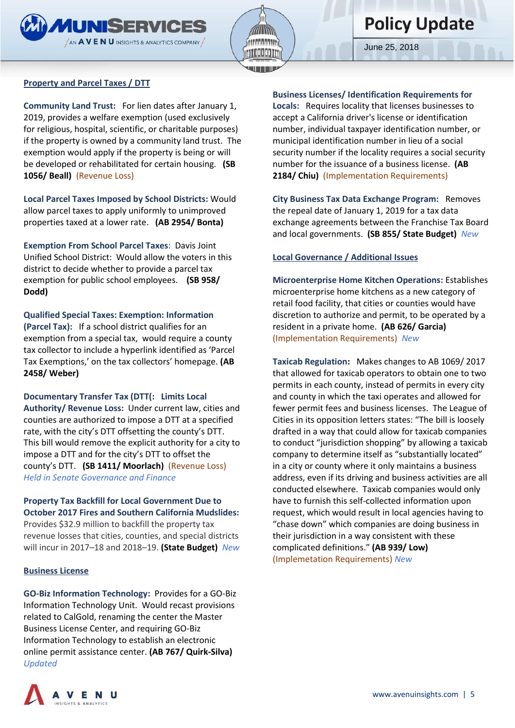## Property and Parcel Taxes / DTT

**Community Land Trust:** For lien dates after January 1, 2019, provides a welfare exemption (used exclusively for religious, hospital, scientific, or charitable purposes) if the property is owned by a community land trust. The exemption would apply if the property is being or will be developed or rehabilitated for certain housing. **(SB 1056/ Beall)** (Revenue Loss)

**Local Parcel Taxes Imposed by School Districts:** Would allow parcel taxes to apply uniformly to unimproved properties taxed at a lower rate. **(AB 2954/ Bonta)**

**Exemption From School Parcel Taxes**: Davis Joint Unified School District: Would allow the voters in this district to decide whether to provide a parcel tax exemption for public school employees. **(SB 958/ Dodd)**

**Qualified Special Taxes: Exemption: Information (Parcel Tax):** If a school district qualifies for an exemption from a special tax, would require a county tax collector to include a hyperlink identified as 'Parcel Tax Exemptions,' on the tax collectors' homepage. **(AB 2458/ Weber)**

**Documentary Transfer Tax (DTT(: Limits Local Authority/ Revenue Loss:** Under current law, cities and counties are authorized to impose a DTT at a specified rate, with the city's DTT offsetting the county's DTT. This bill would remove the explicit authority for a city to impose a DTT and for the city's DTT to offset the county's DTT. **(SB 1411/ Moorlach)** (Revenue Loss) *Held in Senate Governance and Finance*

**Property Tax Backfill for Local Government Due to October 2017 Fires and Southern California Mudslides:** Provides $32.9 million to backfill the property tax revenue losses that cities, counties, and special districts will incur in 2017–18 and 2018–19. **(State Budget)** *New*

## Business License

**GO-Biz Information Technology:** Provides for a GO-Biz Information Technology Unit. Would recast provisions related to CalGold, renaming the center the Master Business License Center, and requiring GO-Biz Information Technology to establish an electronic online permit assistance center. **(AB 767/ Quirk-Silva)** *Updated*

**Business Licenses/ Identification Requirements for Locals:** Requires locality that licenses businesses to accept a California driver's license or identification number, individual taxpayer identification number, or municipal identification number in lieu of a social security number if the locality requires a social security number for the issuance of a business license. **(AB 2184/ Chiu)** (Implementation Requirements)

**City Business Tax Data Exchange Program:** Removes the repeal date of January 1, 2019 for a tax data exchange agreements between the Franchise Tax Board and local governments. **(SB 855/ State Budget)** *New*

## Local Governance / Additional Issues

**Microenterprise Home Kitchen Operations:** Establishes microenterprise home kitchens as a new category of retail food facility, that cities or counties would have discretion to authorize and permit, to be operated by a resident in a private home. **(AB 626/ Garcia)** (Implementation Requirements) *New*

**Taxicab Regulation:** Makes changes to AB 1069/ 2017 that allowed for taxicab operators to obtain one to two permits in each county, instead of permits in every city and county in which the taxi operates and allowed for fewer permit fees and business licenses. The League of Cities in its opposition letters states: "The bill is loosely drafted in a way that could allow for taxicab companies to conduct "jurisdiction shopping" by allowing a taxicab company to determine itself as "substantially located" in a city or county where it only maintains a business address, even if its driving and business activities are all conducted elsewhere. Taxicab companies would only have to furnish this self-collected information upon request, which would result in local agencies having to "chase down" which companies are doing business in their jurisdiction in a way consistent with these complicated definitions." **(AB 939/ Low)** (Implemetation Requirements) *New*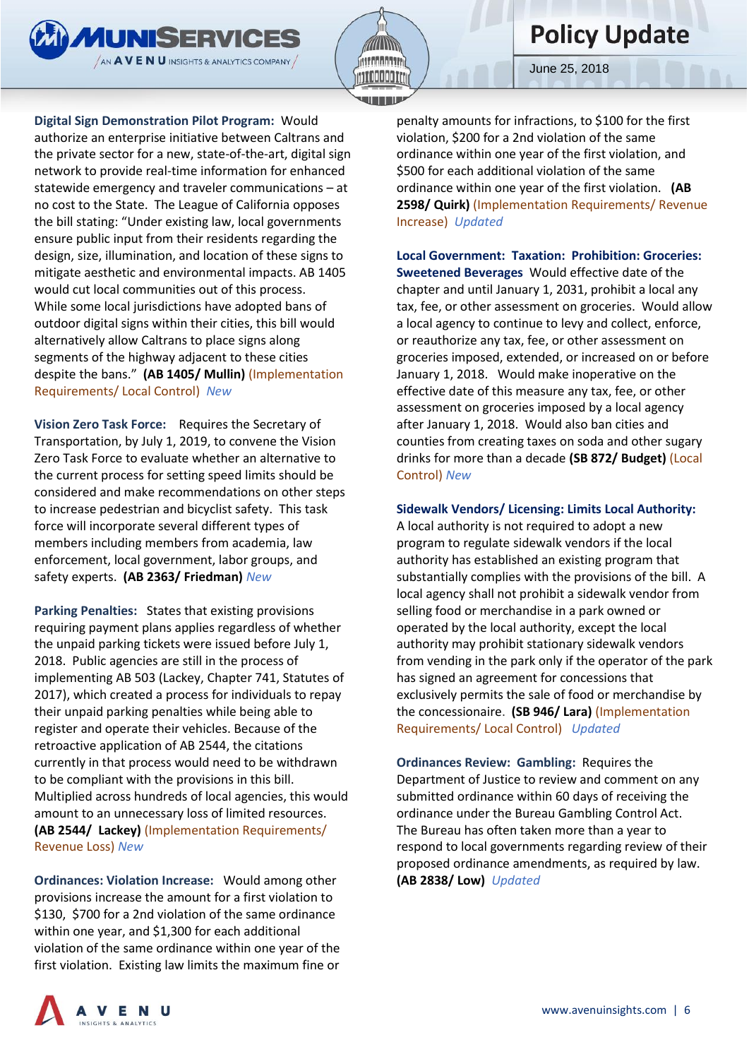**Digital Sign Demonstration Pilot Program:** Would authorize an enterprise initiative between Caltrans and the private sector for a new, state-of-the-art, digital sign network to provide real-time information for enhanced statewide emergency and traveler communications – at no cost to the State. The League of California opposes the bill stating: "Under existing law, local governments ensure public input from their residents regarding the design, size, illumination, and location of these signs to mitigate aesthetic and environmental impacts. AB 1405 would cut local communities out of this process. While some local jurisdictions have adopted bans of outdoor digital signs within their cities, this bill would alternatively allow Caltrans to place signs along segments of the highway adjacent to these cities despite the bans." **(AB 1405/ Mullin)** (Implementation Requirements/ Local Control) *New*

**Vision Zero Task Force:** Requires the Secretary of Transportation, by July 1, 2019, to convene the Vision Zero Task Force to evaluate whether an alternative to the current process for setting speed limits should be considered and make recommendations on other steps to increase pedestrian and bicyclist safety. This task force will incorporate several different types of members including members from academia, law enforcement, local government, labor groups, and safety experts. **(AB 2363/ Friedman)** *New*

**Parking Penalties:** States that existing provisions requiring payment plans applies regardless of whether the unpaid parking tickets were issued before July 1, 2018. Public agencies are still in the process of implementing AB 503 (Lackey, Chapter 741, Statutes of 2017), which created a process for individuals to repay their unpaid parking penalties while being able to register and operate their vehicles. Because of the retroactive application of AB 2544, the citations currently in that process would need to be withdrawn to be compliant with the provisions in this bill. Multiplied across hundreds of local agencies, this would amount to an unnecessary loss of limited resources. **(AB 2544/ Lackey)** (Implementation Requirements/ Revenue Loss) *New*

**Ordinances: Violation Increase:** Would among other provisions increase the amount for a first violation to $130, $700 for a 2nd violation of the same ordinance within one year, and $1,300 for each additional violation of the same ordinance within one year of the first violation. Existing law limits the maximum fine or penalty amounts for infractions, to $100 for the first violation, $200 for a 2nd violation of the same ordinance within one year of the first violation, and $500 for each additional violation of the same ordinance within one year of the first violation. **(AB 2598/ Quirk)** (Implementation Requirements/ Revenue Increase) *Updated*

**Local Government: Taxation: Prohibition: Groceries: Sweetened Beverages** Would effective date of the chapter and until January 1, 2031, prohibit a local any tax, fee, or other assessment on groceries. Would allow a local agency to continue to levy and collect, enforce, or reauthorize any tax, fee, or other assessment on groceries imposed, extended, or increased on or before January 1, 2018. Would make inoperative on the effective date of this measure any tax, fee, or other assessment on groceries imposed by a local agency after January 1, 2018. Would also ban cities and counties from creating taxes on soda and other sugary drinks for more than a decade **(SB 872/ Budget)** (Local Control) *New*

**Sidewalk Vendors/ Licensing: Limits Local Authority:** A local authority is not required to adopt a new program to regulate sidewalk vendors if the local authority has established an existing program that substantially complies with the provisions of the bill. A local agency shall not prohibit a sidewalk vendor from selling food or merchandise in a park owned or operated by the local authority, except the local authority may prohibit stationary sidewalk vendors from vending in the park only if the operator of the park has signed an agreement for concessions that exclusively permits the sale of food or merchandise by the concessionaire. **(SB 946/ Lara)** (Implementation Requirements/ Local Control) *Updated*

**Ordinances Review: Gambling:** Requires the Department of Justice to review and comment on any submitted ordinance within 60 days of receiving the ordinance under the Bureau Gambling Control Act. The Bureau has often taken more than a year to respond to local governments regarding review of their proposed ordinance amendments, as required by law. **(AB 2838/ Low)** *Updated*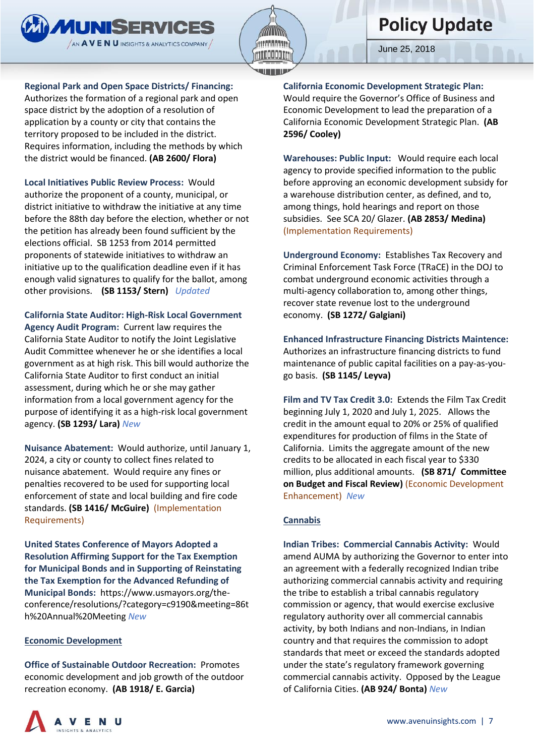**Regional Park and Open Space Districts/ Financing:** Authorizes the formation of a regional park and open space district by the adoption of a resolution of application by a county or city that contains the territory proposed to be included in the district. Requires information, including the methods by which the district would be financed. **(AB 2600/ Flora)**

**Local Initiatives Public Review Process:** Would authorize the proponent of a county, municipal, or district initiative to withdraw the initiative at any time before the 88th day before the election, whether or not the petition has already been found sufficient by the elections official. SB 1253 from 2014 permitted proponents of statewide initiatives to withdraw an initiative up to the qualification deadline even if it has enough valid signatures to qualify for the ballot, among other provisions. **(SB 1153/ Stern)** *Updated*

**California State Auditor: High-Risk Local Government Agency Audit Program:** Current law requires the California State Auditor to notify the Joint Legislative Audit Committee whenever he or she identifies a local government as at high risk. This bill would authorize the California State Auditor to first conduct an initial assessment, during which he or she may gather information from a local government agency for the purpose of identifying it as a high-risk local government agency. **(SB 1293/ Lara)** *New*

**Nuisance Abatement:** Would authorize, until January 1, 2024, a city or county to collect fines related to nuisance abatement. Would require any fines or penalties recovered to be used for supporting local enforcement of state and local building and fire code standards. **(SB 1416/ McGuire)** (Implementation Requirements)

**United States Conference of Mayors Adopted a Resolution Affirming Support for the Tax Exemption for Municipal Bonds and in Supporting of Reinstating the Tax Exemption for the Advanced Refunding of Municipal Bonds:** https://www.usmayors.org/the-conference/resolutions/?category=c9190&meeting=86th%20Annual%20Meeting *New*

## Economic Development

**Office of Sustainable Outdoor Recreation:** Promotes economic development and job growth of the outdoor recreation economy. **(AB 1918/ E. Garcia)**

**California Economic Development Strategic Plan:** Would require the Governor's Office of Business and Economic Development to lead the preparation of a California Economic Development Strategic Plan. **(AB 2596/ Cooley)**

**Warehouses: Public Input:** Would require each local agency to provide specified information to the public before approving an economic development subsidy for a warehouse distribution center, as defined, and to, among things, hold hearings and report on those subsidies. See SCA 20/ Glazer. **(AB 2853/ Medina)** (Implementation Requirements)

**Underground Economy:** Establishes Tax Recovery and Criminal Enforcement Task Force (TRaCE) in the DOJ to combat underground economic activities through a multi-agency collaboration to, among other things, recover state revenue lost to the underground economy. **(SB 1272/ Galgiani)**

**Enhanced Infrastructure Financing Districts Maintence:** Authorizes an infrastructure financing districts to fund maintenance of public capital facilities on a pay-as-you-go basis. **(SB 1145/ Leyva)**

**Film and TV Tax Credit 3.0:** Extends the Film Tax Credit beginning July 1, 2020 and July 1, 2025. Allows the credit in the amount equal to 20% or 25% of qualified expenditures for production of films in the State of California. Limits the aggregate amount of the new credits to be allocated in each fiscal year to $330 million, plus additional amounts. **(SB 871/ Committee on Budget and Fiscal Review)** (Economic Development Enhancement) *New*

## Cannabis

**Indian Tribes: Commercial Cannabis Activity:** Would amend AUMA by authorizing the Governor to enter into an agreement with a federally recognized Indian tribe authorizing commercial cannabis activity and requiring the tribe to establish a tribal cannabis regulatory commission or agency, that would exercise exclusive regulatory authority over all commercial cannabis activity, by both Indians and non-Indians, in Indian country and that requires the commission to adopt standards that meet or exceed the standards adopted under the state's regulatory framework governing commercial cannabis activity. Opposed by the League of California Cities. **(AB 924/ Bonta)** *New*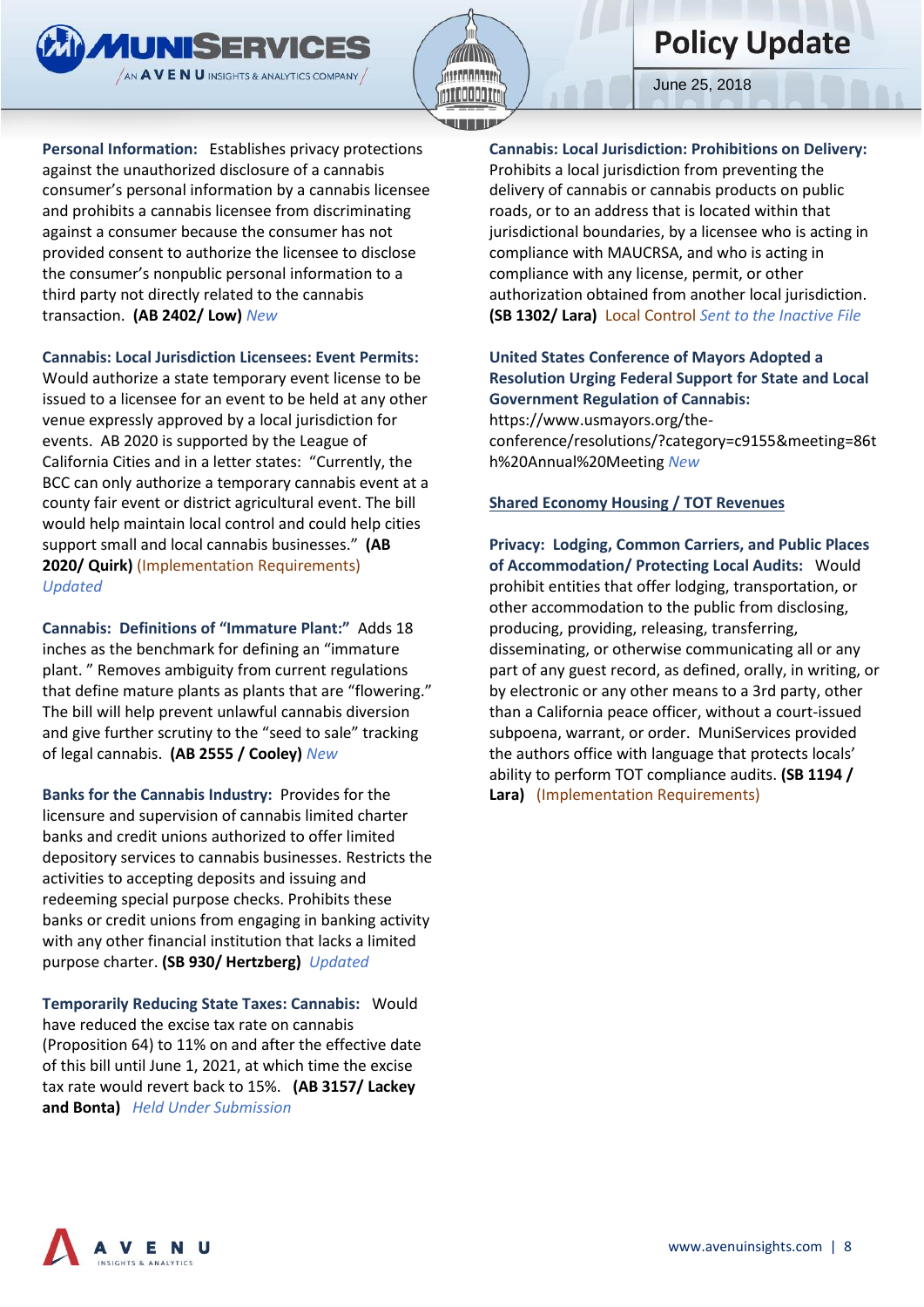**Personal Information:** Establishes privacy protections against the unauthorized disclosure of a cannabis consumer's personal information by a cannabis licensee and prohibits a cannabis licensee from discriminating against a consumer because the consumer has not provided consent to authorize the licensee to disclose the consumer's nonpublic personal information to a third party not directly related to the cannabis transaction. **(AB 2402/ Low)** *New*

**Cannabis: Local Jurisdiction Licensees: Event Permits:** Would authorize a state temporary event license to be issued to a licensee for an event to be held at any other venue expressly approved by a local jurisdiction for events. AB 2020 is supported by the League of California Cities and in a letter states: "Currently, the BCC can only authorize a temporary cannabis event at a county fair event or district agricultural event. The bill would help maintain local control and could help cities support small and local cannabis businesses." **(AB 2020/ Quirk)** (Implementation Requirements) *Updated*

**Cannabis: Definitions of "Immature Plant:"** Adds 18 inches as the benchmark for defining an "immature plant. " Removes ambiguity from current regulations that define mature plants as plants that are "flowering." The bill will help prevent unlawful cannabis diversion and give further scrutiny to the "seed to sale" tracking of legal cannabis. **(AB 2555 / Cooley)** *New*

**Banks for the Cannabis Industry:** Provides for the licensure and supervision of cannabis limited charter banks and credit unions authorized to offer limited depository services to cannabis businesses. Restricts the activities to accepting deposits and issuing and redeeming special purpose checks. Prohibits these banks or credit unions from engaging in banking activity with any other financial institution that lacks a limited purpose charter. **(SB 930/ Hertzberg)** *Updated*

**Temporarily Reducing State Taxes: Cannabis:** Would have reduced the excise tax rate on cannabis (Proposition 64) to 11% on and after the effective date of this bill until June 1, 2021, at which time the excise tax rate would revert back to 15%. **(AB 3157/ Lackey and Bonta)** *Held Under Submission*

**Cannabis: Local Jurisdiction: Prohibitions on Delivery:** Prohibits a local jurisdiction from preventing the delivery of cannabis or cannabis products on public roads, or to an address that is located within that jurisdictional boundaries, by a licensee who is acting in compliance with MAUCRSA, and who is acting in compliance with any license, permit, or other authorization obtained from another local jurisdiction. **(SB 1302/ Lara)** Local Control *Sent to the Inactive File*

**United States Conference of Mayors Adopted a Resolution Urging Federal Support for State and Local Government Regulation of Cannabis:** https://www.usmayors.org/the-conference/resolutions/?category=c9155&meeting=86th%20Annual%20Meeting *New*

## Shared Economy Housing / TOT Revenues

**Privacy: Lodging, Common Carriers, and Public Places of Accommodation/ Protecting Local Audits:** Would prohibit entities that offer lodging, transportation, or other accommodation to the public from disclosing, producing, providing, releasing, transferring, disseminating, or otherwise communicating all or any part of any guest record, as defined, orally, in writing, or by electronic or any other means to a 3rd party, other than a California peace officer, without a court-issued subpoena, warrant, or order. MuniServices provided the authors office with language that protects locals' ability to perform TOT compliance audits. **(SB 1194 / Lara)** (Implementation Requirements)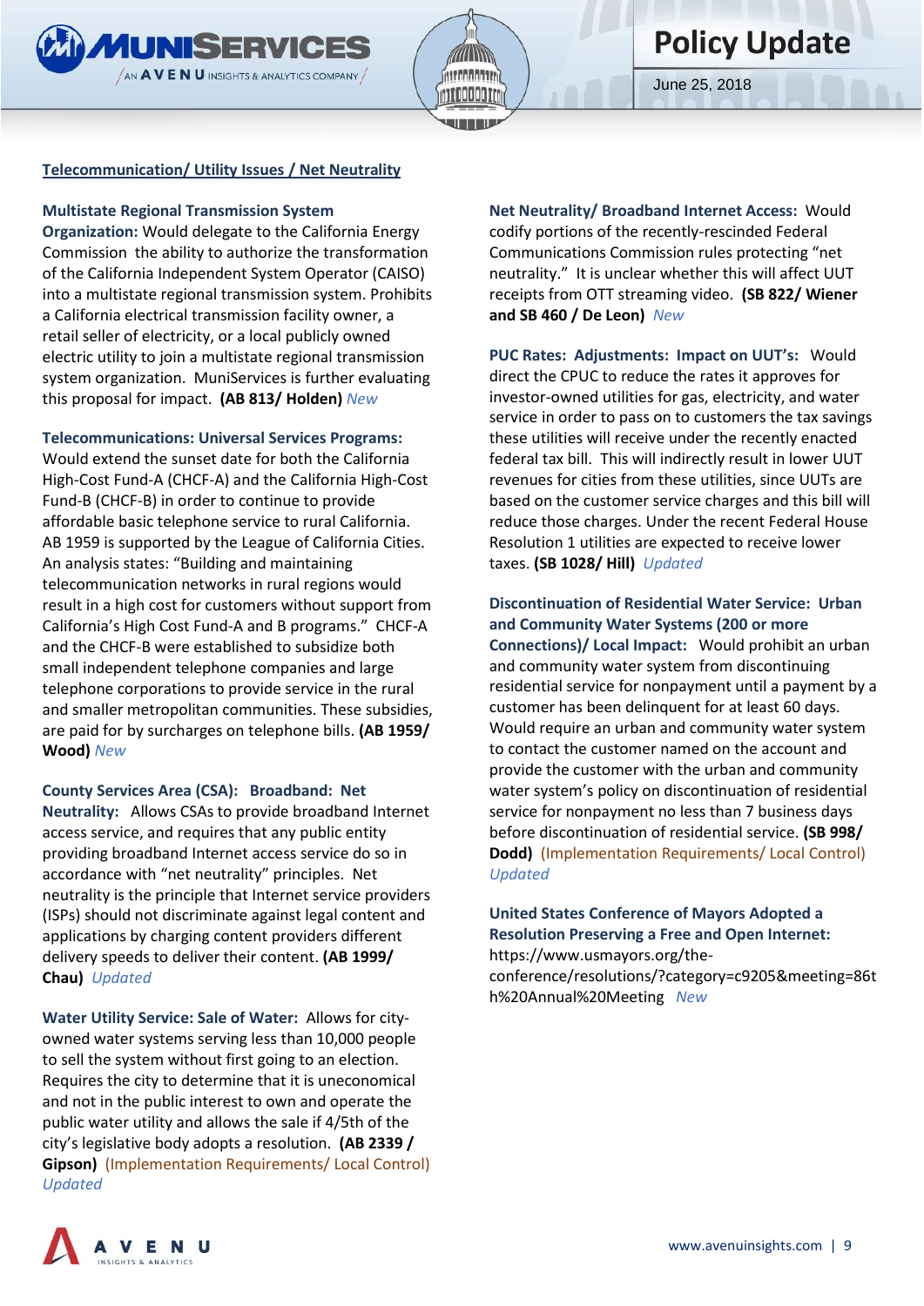## Telecommunication/ Utility Issues / Net Neutrality

**Multistate Regional Transmission System Organization:** Would delegate to the California Energy Commission the ability to authorize the transformation of the California Independent System Operator (CAISO) into a multistate regional transmission system. Prohibits a California electrical transmission facility owner, a retail seller of electricity, or a local publicly owned electric utility to join a multistate regional transmission system organization. MuniServices is further evaluating this proposal for impact. **(AB 813/ Holden)** *New*

**Telecommunications: Universal Services Programs:** Would extend the sunset date for both the California High-Cost Fund-A (CHCF-A) and the California High-Cost Fund-B (CHCF-B) in order to continue to provide affordable basic telephone service to rural California. AB 1959 is supported by the League of California Cities. An analysis states: "Building and maintaining telecommunication networks in rural regions would result in a high cost for customers without support from California's High Cost Fund-A and B programs." CHCF-A and the CHCF-B were established to subsidize both small independent telephone companies and large telephone corporations to provide service in the rural and smaller metropolitan communities. These subsidies, are paid for by surcharges on telephone bills. **(AB 1959/ Wood)** *New*

**County Services Area (CSA): Broadband: Net Neutrality:** Allows CSAs to provide broadband Internet access service, and requires that any public entity providing broadband Internet access service do so in accordance with "net neutrality" principles. Net neutrality is the principle that Internet service providers (ISPs) should not discriminate against legal content and applications by charging content providers different delivery speeds to deliver their content. **(AB 1999/ Chau)** *Updated*

**Water Utility Service: Sale of Water:** Allows for city-owned water systems serving less than 10,000 people to sell the system without first going to an election. Requires the city to determine that it is uneconomical and not in the public interest to own and operate the public water utility and allows the sale if 4/5th of the city's legislative body adopts a resolution. **(AB 2339 / Gipson)** (Implementation Requirements/ Local Control) *Updated*

**Net Neutrality/ Broadband Internet Access:** Would codify portions of the recently-rescinded Federal Communications Commission rules protecting "net neutrality." It is unclear whether this will affect UUT receipts from OTT streaming video. **(SB 822/ Wiener and SB 460 / De Leon)** *New*

**PUC Rates: Adjustments: Impact on UUT's:** Would direct the CPUC to reduce the rates it approves for investor-owned utilities for gas, electricity, and water service in order to pass on to customers the tax savings these utilities will receive under the recently enacted federal tax bill. This will indirectly result in lower UUT revenues for cities from these utilities, since UUTs are based on the customer service charges and this bill will reduce those charges. Under the recent Federal House Resolution 1 utilities are expected to receive lower taxes. **(SB 1028/ Hill)** *Updated*

**Discontinuation of Residential Water Service: Urban and Community Water Systems (200 or more Connections)/ Local Impact:** Would prohibit an urban and community water system from discontinuing residential service for nonpayment until a payment by a customer has been delinquent for at least 60 days. Would require an urban and community water system to contact the customer named on the account and provide the customer with the urban and community water system's policy on discontinuation of residential service for nonpayment no less than 7 business days before discontinuation of residential service. **(SB 998/ Dodd)** (Implementation Requirements/ Local Control) *Updated*

**United States Conference of Mayors Adopted a Resolution Preserving a Free and Open Internet:** https://www.usmayors.org/the-conference/resolutions/?category=c9205&meeting=86th%20Annual%20Meeting *New*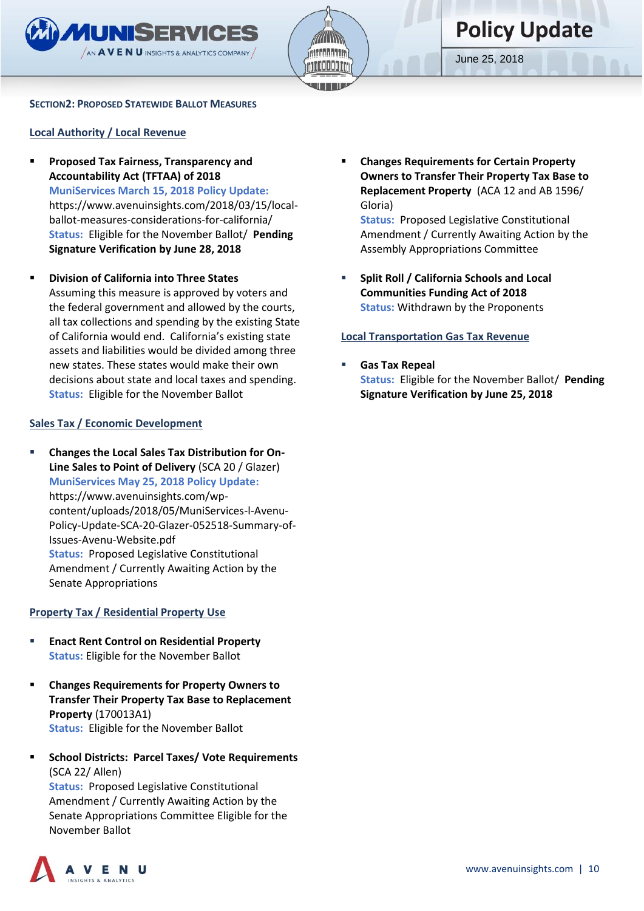## SECTION2: PROPOSED STATEWIDE BALLOT MEASURES

### Local Authority / Local Revenue

- **Proposed Tax Fairness, Transparency and Accountability Act (TFTAA) of 2018**
  MuniServices March 15, 2018 Policy Update: https://www.avenuinsights.com/2018/03/15/local-ballot-measures-considerations-for-california/
  Status: Eligible for the November Ballot/ **Pending Signature Verification by June 28, 2018**

- **Division of California into Three States**
  Assuming this measure is approved by voters and the federal government and allowed by the courts, all tax collections and spending by the existing State of California would end. California's existing state assets and liabilities would be divided among three new states. These states would make their own decisions about state and local taxes and spending.
  Status: Eligible for the November Ballot

### Sales Tax / Economic Development

- **Changes the Local Sales Tax Distribution for On-Line Sales to Point of Delivery** (SCA 20 / Glazer)
  MuniServices May 25, 2018 Policy Update: https://www.avenuinsights.com/wp-content/uploads/2018/05/MuniServices-l-Avenu-Policy-Update-SCA-20-Glazer-052518-Summary-of-Issues-Avenu-Website.pdf
  Status: Proposed Legislative Constitutional Amendment / Currently Awaiting Action by the Senate Appropriations

### Property Tax / Residential Property Use

- **Enact Rent Control on Residential Property**
  Status: Eligible for the November Ballot

- **Changes Requirements for Property Owners to Transfer Their Property Tax Base to Replacement Property** (170013A1)
  Status: Eligible for the November Ballot

- **School Districts: Parcel Taxes/ Vote Requirements** (SCA 22/ Allen)
  Status: Proposed Legislative Constitutional Amendment / Currently Awaiting Action by the Senate Appropriations Committee Eligible for the November Ballot

- **Changes Requirements for Certain Property Owners to Transfer Their Property Tax Base to Replacement Property** (ACA 12 and AB 1596/ Gloria)
  Status: Proposed Legislative Constitutional Amendment / Currently Awaiting Action by the Assembly Appropriations Committee

- **Split Roll / California Schools and Local Communities Funding Act of 2018**
  Status: Withdrawn by the Proponents

### Local Transportation Gas Tax Revenue

- **Gas Tax Repeal**
  Status: Eligible for the November Ballot/ **Pending Signature Verification by June 25, 2018**